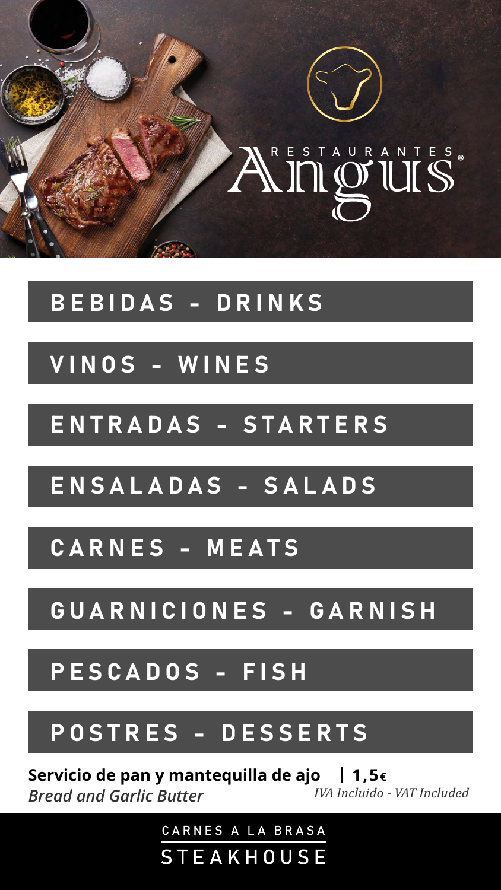# RESTAURANTES Angus

## BEBIDAS - DRINKS

## VINOS - WINES

## ENTRADAS - STARTERS

## ENSALADAS - SALADS

## CARNES - MEATS

## GUARNICIONES - GARNISH

## PESCADOS - FISH

## POSTRES - DESSERTS

**Servicio de pan y mantequilla de ajo | 1,5€**
***Bread and Garlic Butter***
*IVA Incluido - VAT Included*

CARNES A LA BRASA
STEAKHOUSE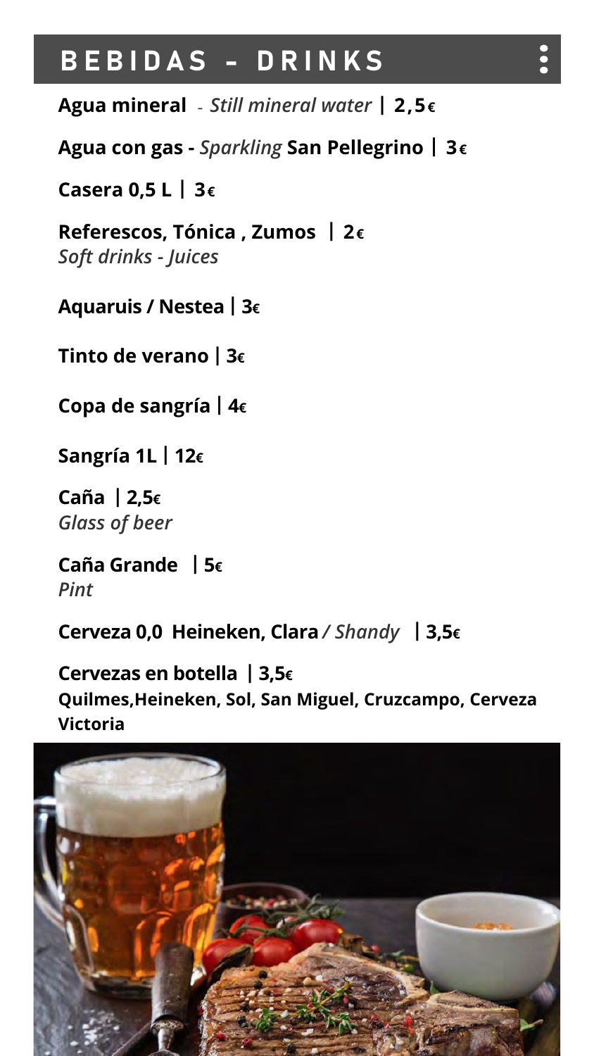# BEBIDAS - DRINKS

**Agua mineral** - *Still mineral water* **| 2,5€**

**Agua con gas -** *Sparkling* **San Pellegrino | 3€**

**Casera 0,5 L | 3€**

**Referescos, Tónica , Zumos | 2€**
*Soft drinks - Juices*

**Aquaruis / Nestea | 3€**

**Tinto de verano | 3€**

**Copa de sangría | 4€**

**Sangría 1L | 12€**

**Caña | 2,5€**
*Glass of beer*

**Caña Grande | 5€**
*Pint*

**Cerveza 0,0 Heineken, Clara** */ Shandy* **| 3,5€**

**Cervezas en botella | 3,5€**
**Quilmes,Heineken, Sol, San Miguel, Cruzcampo, Cerveza Victoria**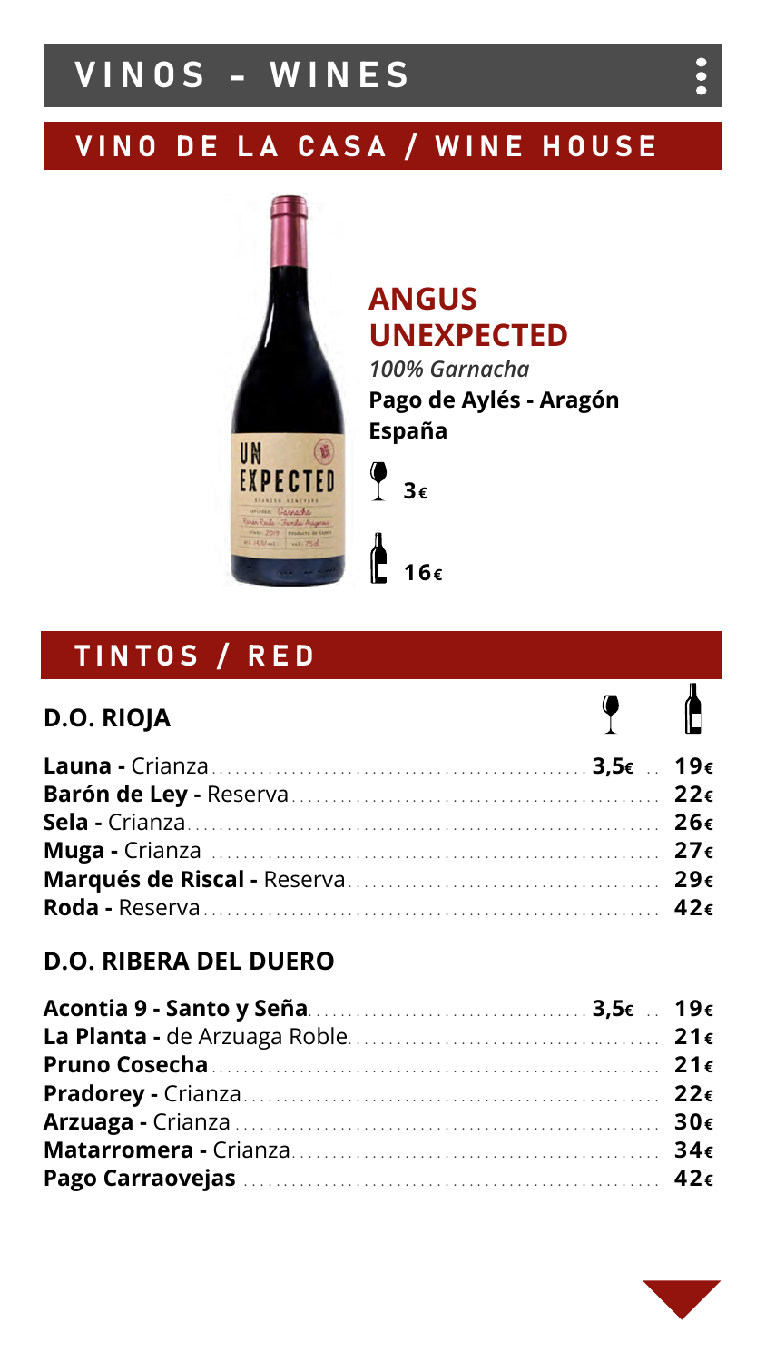# VINOS - WINES

## VINO DE LA CASA / WINE HOUSE

### ANGUS UNEXPECTED

*100% Garnacha*

**Pago de Aylés - Aragón**

**España**

Copa: **3€**

Botella: **16€**

## TINTOS / RED

### D.O. RIOJA

| | Copa | Botella |
|---|---|---|
| **Launa -** Crianza | **3,5€** | **19€** |
| **Barón de Ley -** Reserva | | **22€** |
| **Sela -** Crianza | | **26€** |
| **Muga -** Crianza | | **27€** |
| **Marqués de Riscal -** Reserva | | **29€** |
| **Roda -** Reserva | | **42€** |

### D.O. RIBERA DEL DUERO

| | Copa | Botella |
|---|---|---|
| **Acontia 9 - Santo y Seña** | **3,5€** | **19€** |
| **La Planta -** de Arzuaga Roble | | **21€** |
| **Pruno Cosecha** | | **21€** |
| **Pradorey -** Crianza | | **22€** |
| **Arzuaga -** Crianza | | **30€** |
| **Matarromera -** Crianza | | **34€** |
| **Pago Carraovejas** | | **42€** |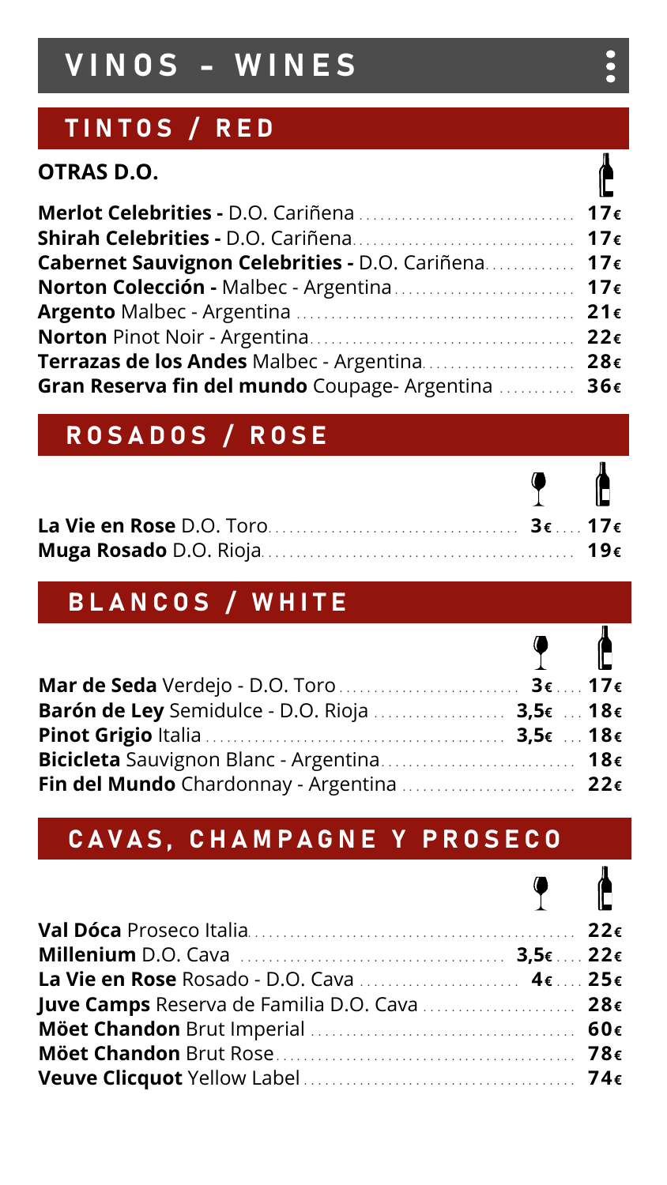# VINOS - WINES

## TINTOS / RED

### OTRAS D.O.

| Vino | Botella |
| --- | --- |
| **Merlot Celebrities -** D.O. Cariñena | **17€** |
| **Shirah Celebrities -** D.O. Cariñena | **17€** |
| **Cabernet Sauvignon Celebrities -** D.O. Cariñena | **17€** |
| **Norton Colección -** Malbec - Argentina | **17€** |
| **Argento** Malbec - Argentina | **21€** |
| **Norton** Pinot Noir - Argentina | **22€** |
| **Terrazas de los Andes** Malbec - Argentina | **28€** |
| **Gran Reserva fin del mundo** Coupage- Argentina | **36€** |

## ROSADOS / ROSE

| Vino | Copa | Botella |
| --- | --- | --- |
| **La Vie en Rose** D.O. Toro | **3€** | **17€** |
| **Muga Rosado** D.O. Rioja | | **19€** |

## BLANCOS / WHITE

| Vino | Copa | Botella |
| --- | --- | --- |
| **Mar de Seda** Verdejo - D.O. Toro | **3€** | **17€** |
| **Barón de Ley** Semidulce - D.O. Rioja | **3,5€** | **18€** |
| **Pinot Grigio** Italia | **3,5€** | **18€** |
| **Bicicleta** Sauvignon Blanc - Argentina | | **18€** |
| **Fin del Mundo** Chardonnay - Argentina | | **22€** |

## CAVAS, CHAMPAGNE Y PROSECO

| Vino | Copa | Botella |
| --- | --- | --- |
| **Val Dóca** Proseco Italia | | **22€** |
| **Millenium** D.O. Cava | **3,5€** | **22€** |
| **La Vie en Rose** Rosado - D.O. Cava | **4€** | **25€** |
| **Juve Camps** Reserva de Familia D.O. Cava | | **28€** |
| **Möet Chandon** Brut Imperial | | **60€** |
| **Möet Chandon** Brut Rose | | **78€** |
| **Veuve Clicquot** Yellow Label | | **74€** |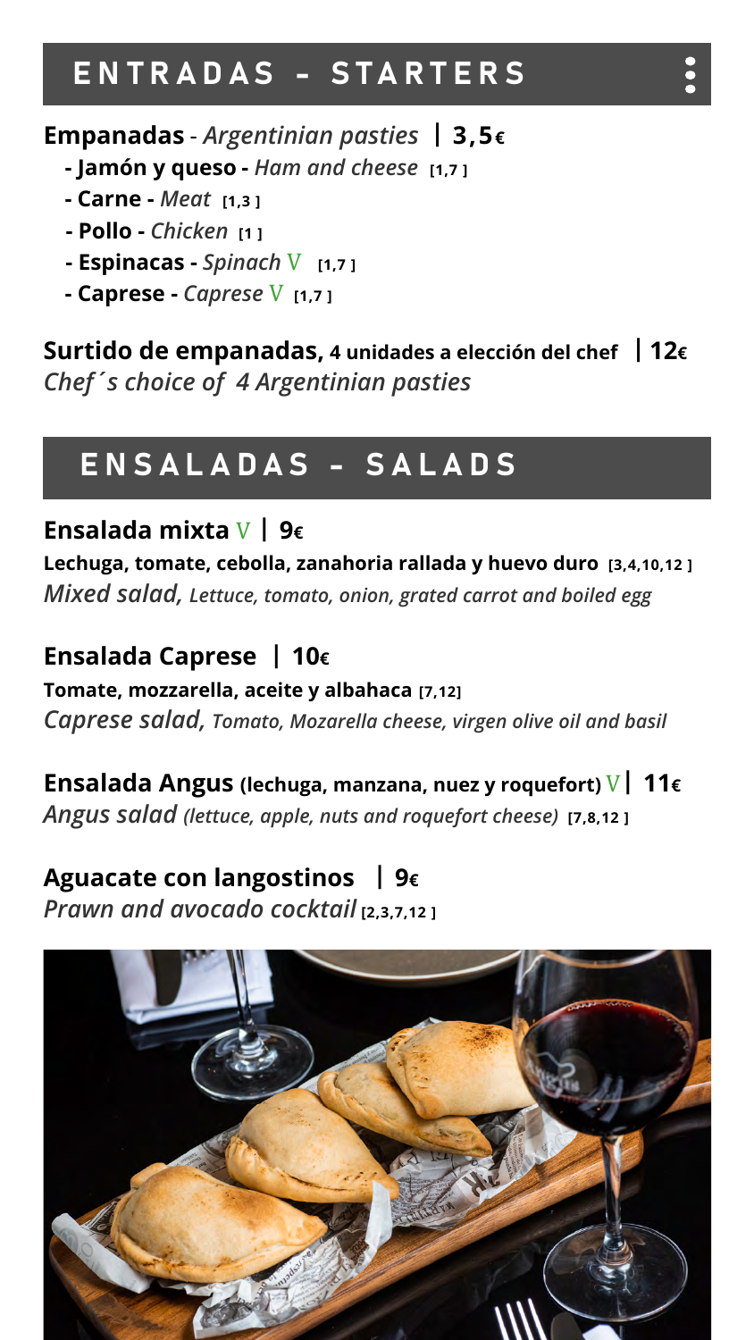## ENTRADAS - STARTERS

**Empanadas** - *Argentinian pasties* **| 3,5€**

- **Jamón y queso -** *Ham and cheese* **[1,7]**
- **Carne -** *Meat* **[1,3]**
- **Pollo -** *Chicken* **[1]**
- **Espinacas -** *Spinach* V **[1,7]**
- **Caprese -** *Caprese* V **[1,7]**

**Surtido de empanadas, 4 unidades a elección del chef | 12€**
***Chef´s choice of 4 Argentinian pasties***

## ENSALADAS - SALADS

**Ensalada mixta** V **| 9€**
**Lechuga, tomate, cebolla, zanahoria rallada y huevo duro [3,4,10,12]**
***Mixed salad, Lettuce, tomato, onion, grated carrot and boiled egg***

**Ensalada Caprese | 10€**
**Tomate, mozzarella, aceite y albahaca [7,12]**
***Caprese salad, Tomato, Mozarella cheese, virgen olive oil and basil***

**Ensalada Angus (lechuga, manzana, nuez y roquefort)** V **| 11€**
***Angus salad (lettuce, apple, nuts and roquefort cheese)*** **[7,8,12]**

**Aguacate con langostinos | 9€**
***Prawn and avocado cocktail*** **[2,3,7,12]**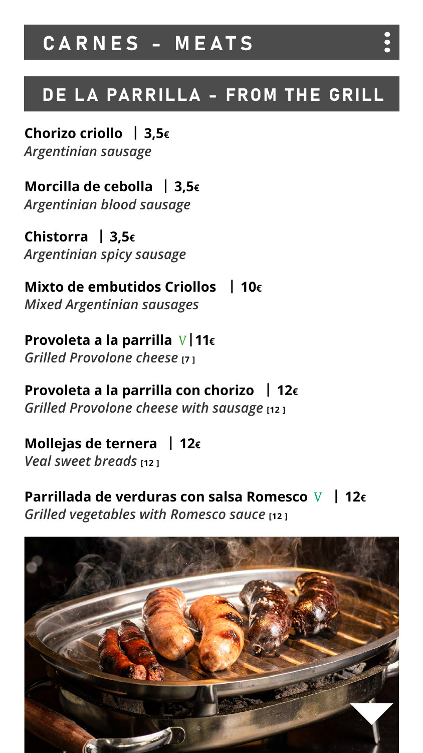# CARNES - MEATS

## DE LA PARRILLA - FROM THE GRILL

**Chorizo criollo | 3,5€**
*Argentinian sausage*

**Morcilla de cebolla | 3,5€**
*Argentinian blood sausage*

**Chistorra | 3,5€**
*Argentinian spicy sausage*

**Mixto de embutidos Criollos | 10€**
*Mixed Argentinian sausages*

**Provoleta a la parrilla** V **| 11€**
*Grilled Provolone cheese* [7]

**Provoleta a la parrilla con chorizo | 12€**
*Grilled Provolone cheese with sausage* [12]

**Mollejas de ternera | 12€**
*Veal sweet breads* [12]

**Parrillada de verduras con salsa Romesco** V **| 12€**
*Grilled vegetables with Romesco sauce* [12]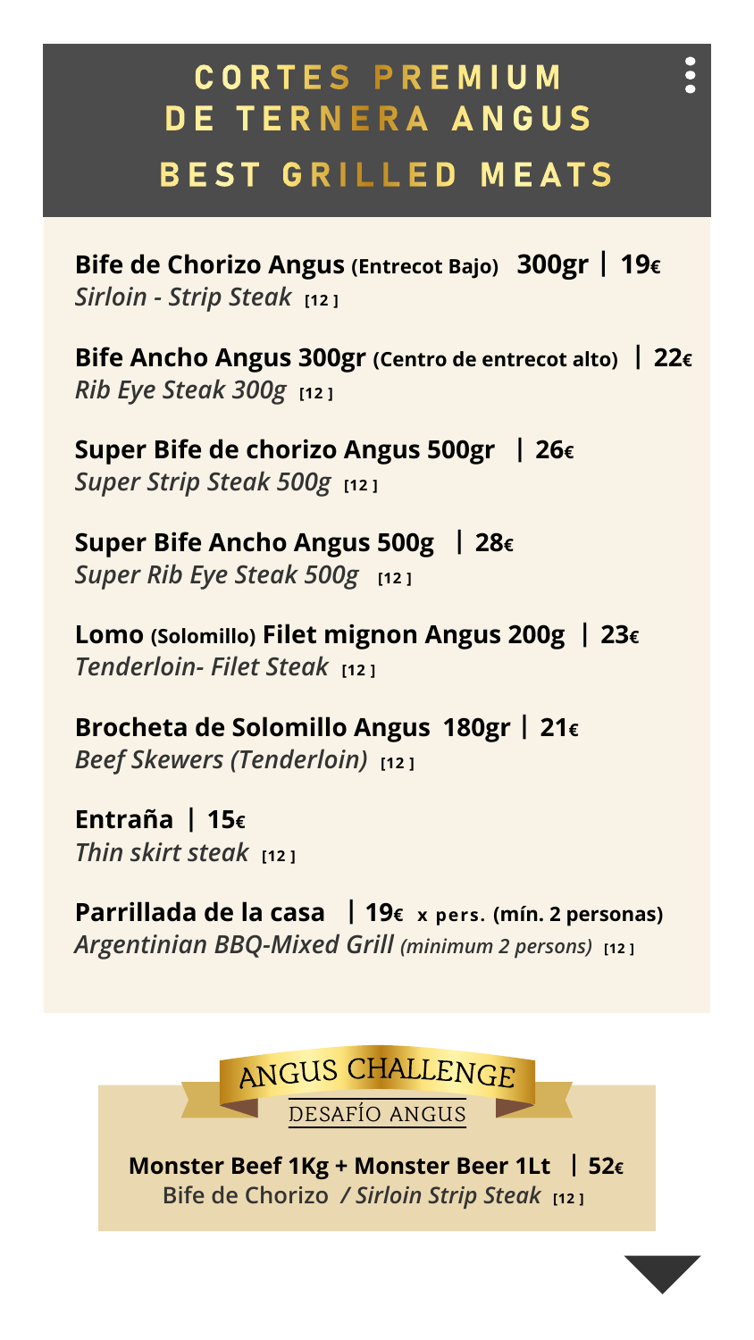# CORTES PREMIUM DE TERNERA ANGUS

## BEST GRILLED MEATS

**Bife de Chorizo Angus (Entrecot Bajo) 300gr | 19€**
*Sirloin - Strip Steak* [12 ]

**Bife Ancho Angus 300gr (Centro de entrecot alto) | 22€**
*Rib Eye Steak 300g* [12 ]

**Super Bife de chorizo Angus 500gr | 26€**
*Super Strip Steak 500g* [12 ]

**Super Bife Ancho Angus 500g | 28€**
*Super Rib Eye Steak 500g* [12 ]

**Lomo (Solomillo) Filet mignon Angus 200g | 23€**
*Tenderloin- Filet Steak* [12 ]

**Brocheta de Solomillo Angus 180gr | 21€**
*Beef Skewers (Tenderloin)* [12 ]

**Entraña | 15€**
*Thin skirt steak* [12 ]

**Parrillada de la casa | 19€ x pers. (mín. 2 personas)**
*Argentinian BBQ-Mixed Grill (minimum 2 persons)* [12 ]

### ANGUS CHALLENGE

DESAFÍO ANGUS

**Monster Beef 1Kg + Monster Beer 1Lt | 52€**
**Bife de Chorizo** */ Sirloin Strip Steak* [12 ]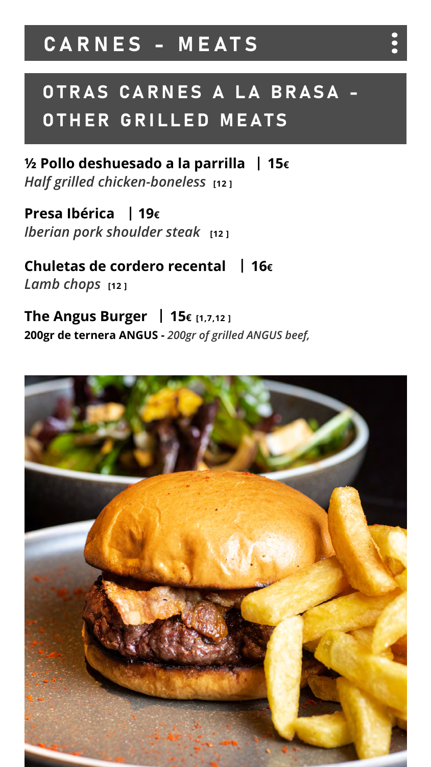# CARNES - MEATS

## OTRAS CARNES A LA BRASA - OTHER GRILLED MEATS

**½ Pollo deshuesado a la parrilla | 15€**
*Half grilled chicken-boneless* **[12 ]**

**Presa Ibérica | 19€**
*Iberian pork shoulder steak* **[12 ]**

**Chuletas de cordero recental | 16€**
*Lamb chops* **[12 ]**

**The Angus Burger | 15€ [1,7,12 ]**
**200gr de ternera ANGUS -** *200gr of grilled ANGUS beef,*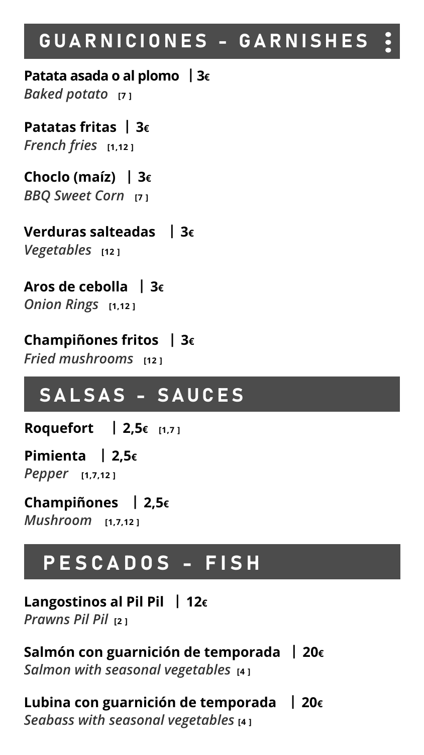## GUARNICIONES - GARNISHES

**Patata asada o al plomo | 3€**
*Baked potato* [7]

**Patatas fritas | 3€**
*French fries* [1,12]

**Choclo (maíz) | 3€**
*BBQ Sweet Corn* [7]

**Verduras salteadas | 3€**
*Vegetables* [12]

**Aros de cebolla | 3€**
*Onion Rings* [1,12]

**Champiñones fritos | 3€**
*Fried mushrooms* [12]

## SALSAS - SAUCES

**Roquefort | 2,5€** [1,7]

**Pimienta | 2,5€**
*Pepper* [1,7,12]

**Champiñones | 2,5€**
*Mushroom* [1,7,12]

## PESCADOS - FISH

**Langostinos al Pil Pil | 12€**
*Prawns Pil Pil* [2]

**Salmón con guarnición de temporada | 20€**
*Salmon with seasonal vegetables* [4]

**Lubina con guarnición de temporada | 20€**
*Seabass with seasonal vegetables* [4]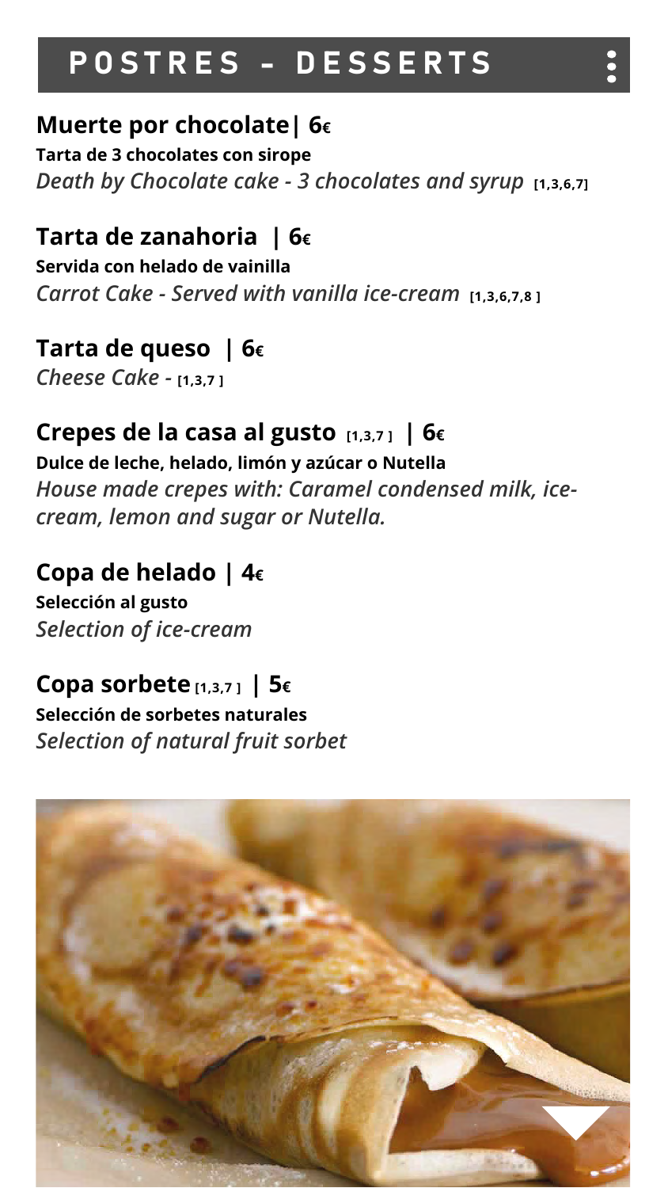# POSTRES - DESSERTS

### Muerte por chocolate| 6€

**Tarta de 3 chocolates con sirope**

***Death by Chocolate cake - 3 chocolates and syrup*** **[1,3,6,7]**

### Tarta de zanahoria | 6€

**Servida con helado de vainilla**

***Carrot Cake - Served with vanilla ice-cream*** **[1,3,6,7,8 ]**

### Tarta de queso | 6€

***Cheese Cake -*** **[1,3,7 ]**

### Crepes de la casa al gusto [1,3,7 ] | 6€

**Dulce de leche, helado, limón y azúcar o Nutella**

***House made crepes with: Caramel condensed milk, ice-cream, lemon and sugar or Nutella.***

### Copa de helado | 4€

**Selección al gusto**

***Selection of ice-cream***

### Copa sorbete [1,3,7 ] | 5€

**Selección de sorbetes naturales**

***Selection of natural fruit sorbet***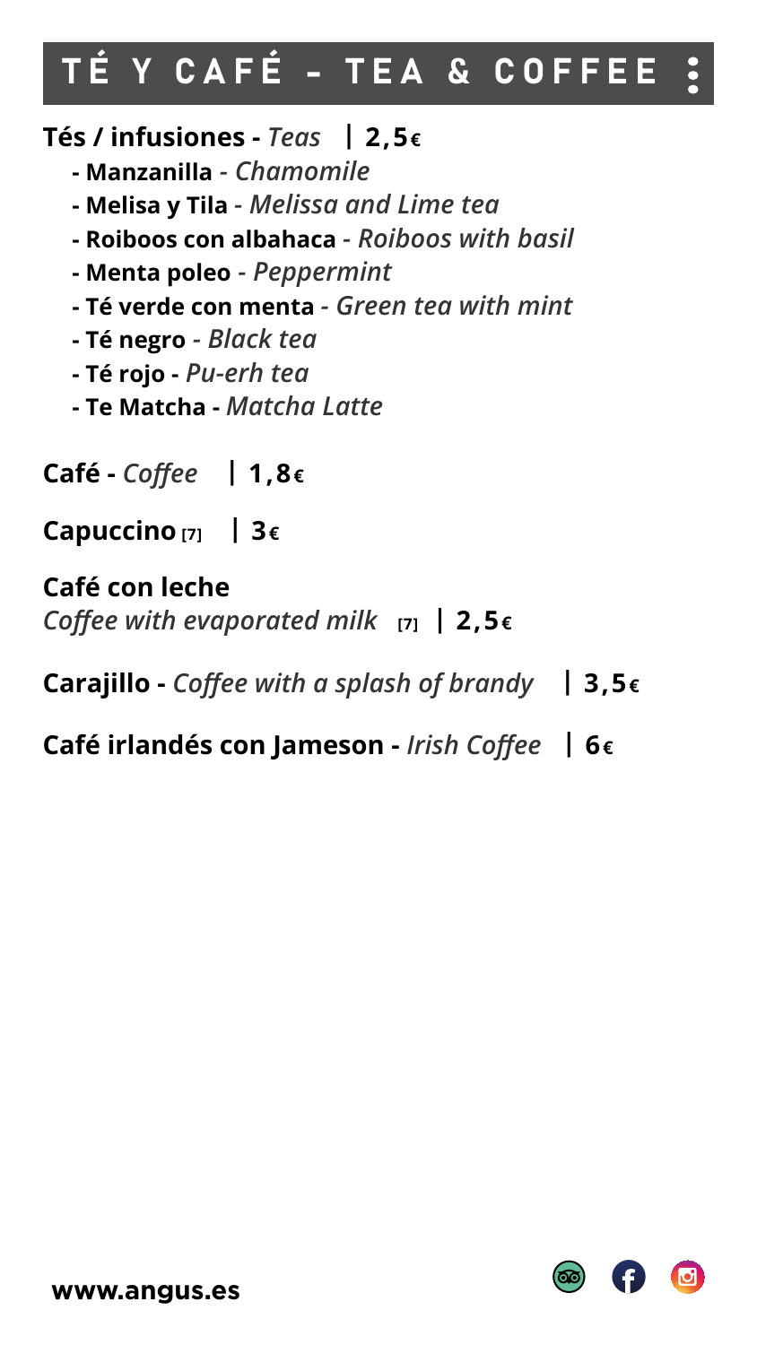# TÉ Y CAFÉ - TEA & COFFEE

**Tés / infusiones -** *Teas* | **2,5€**

- **Manzanilla** - *Chamomile*
- **Melisa y Tila** - *Melissa and Lime tea*
- **Roiboos con albahaca** - *Roiboos with basil*
- **Menta poleo** - *Peppermint*
- **Té verde con menta** - *Green tea with mint*
- **Té negro** - *Black tea*
- **Té rojo -** *Pu-erh tea*
- **Te Matcha -** *Matcha Latte*

**Café -** *Coffee* | **1,8€**

**Capuccino** [7] | **3€**

**Café con leche**
*Coffee with evaporated milk* [7] | **2,5€**

**Carajillo -** *Coffee with a splash of brandy* | **3,5€**

**Café irlandés con Jameson -** *Irish Coffee* | **6€**

**www.angus.es**